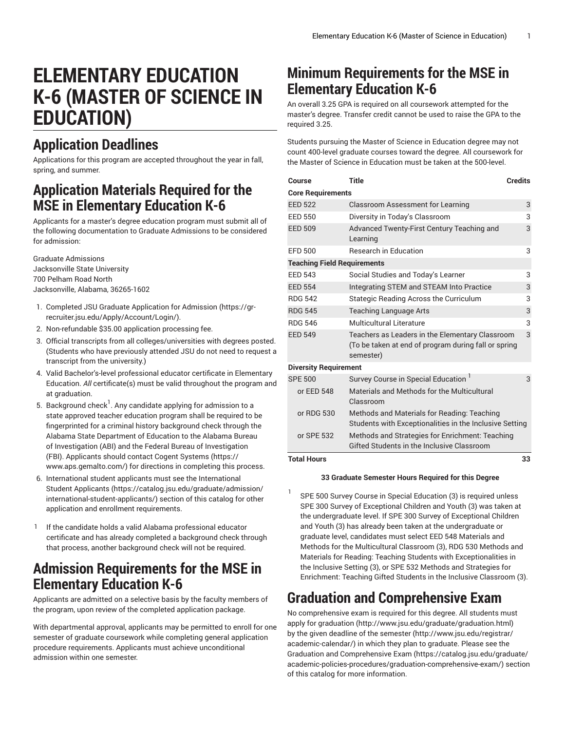# ELEMENTARY EDUCATION K-6 (MASTER OF SCIENCE IN EDUCATION)

## Application Deadlines

Applications for this program are accepted throughout the year in fall, spring, and summer.

## Application Materials Required for the MSE in Elementary Education K-6

Applicants for a master's degree education program must submit all of the following documentation to Graduate Admissions to be considered for admission:

Graduate Admissions
Jacksonville State University
700 Pelham Road North
Jacksonville, Alabama, 36265-1602

1. Completed JSU Graduate Application for Admission (https://gr-recruiter.jsu.edu/Apply/Account/Login/).
2. Non-refundable $35.00 application processing fee.
3. Official transcripts from all colleges/universities with degrees posted. (Students who have previously attended JSU do not need to request a transcript from the university.)
4. Valid Bachelor's-level professional educator certificate in Elementary Education. *All* certificate(s) must be valid throughout the program and at graduation.
5. Background check[1]. Any candidate applying for admission to a state approved teacher education program shall be required to be fingerprinted for a criminal history background check through the Alabama State Department of Education to the Alabama Bureau of Investigation (ABI) and the Federal Bureau of Investigation (FBI). Applicants should contact Cogent Systems (https://www.aps.gemalto.com/) for directions in completing this process.
6. International student applicants must see the International Student Applicants (https://catalog.jsu.edu/graduate/admission/international-student-applicants/) section of this catalog for other application and enrollment requirements.

[1] If the candidate holds a valid Alabama professional educator certificate and has already completed a background check through that process, another background check will not be required.

## Admission Requirements for the MSE in Elementary Education K-6

Applicants are admitted on a selective basis by the faculty members of the program, upon review of the completed application package.

With departmental approval, applicants may be permitted to enroll for one semester of graduate coursework while completing general application procedure requirements. Applicants must achieve unconditional admission within one semester.

## Minimum Requirements for the MSE in Elementary Education K-6

An overall 3.25 GPA is required on all coursework attempted for the master's degree. Transfer credit cannot be used to raise the GPA to the required 3.25.

Students pursuing the Master of Science in Education degree may not count 400-level graduate courses toward the degree. All coursework for the Master of Science in Education must be taken at the 500-level.

| Course | Title | Credits |
|---|---|---|
| **Core Requirements** | | |
| EED 522 | Classroom Assessment for Learning | 3 |
| EED 550 | Diversity in Today's Classroom | 3 |
| EED 509 | Advanced Twenty-First Century Teaching and Learning | 3 |
| EFD 500 | Research in Education | 3 |
| **Teaching Field Requirements** | | |
| EED 543 | Social Studies and Today's Learner | 3 |
| EED 554 | Integrating STEM and STEAM Into Practice | 3 |
| RDG 542 | Stategic Reading Across the Curriculum | 3 |
| RDG 545 | Teaching Language Arts | 3 |
| RDG 546 | Multicultural Literature | 3 |
| EED 549 | Teachers as Leaders in the Elementary Classroom (To be taken at end of program during fall or spring semester) | 3 |
| **Diversity Requirement** | | |
| SPE 500 | Survey Course in Special Education [1] | 3 |
| or EED 548 | Materials and Methods for the Multicultural Classroom | |
| or RDG 530 | Methods and Materials for Reading: Teaching Students with Exceptionalities in the Inclusive Setting | |
| or SPE 532 | Methods and Strategies for Enrichment: Teaching Gifted Students in the Inclusive Classroom | |
| **Total Hours** | | **33** |

**33 Graduate Semester Hours Required for this Degree**

[1] SPE 500 Survey Course in Special Education (3) is required unless SPE 300 Survey of Exceptional Children and Youth (3) was taken at the undergraduate level. If SPE 300 Survey of Exceptional Children and Youth (3) has already been taken at the undergraduate or graduate level, candidates must select EED 548 Materials and Methods for the Multicultural Classroom (3), RDG 530 Methods and Materials for Reading: Teaching Students with Exceptionalities in the Inclusive Setting (3), or SPE 532 Methods and Strategies for Enrichment: Teaching Gifted Students in the Inclusive Classroom (3).

## Graduation and Comprehensive Exam

No comprehensive exam is required for this degree. All students must apply for graduation (http://www.jsu.edu/graduate/graduation.html) by the given deadline of the semester (http://www.jsu.edu/registrar/academic-calendar/) in which they plan to graduate. Please see the Graduation and Comprehensive Exam (https://catalog.jsu.edu/graduate/academic-policies-procedures/graduation-comprehensive-exam/) section of this catalog for more information.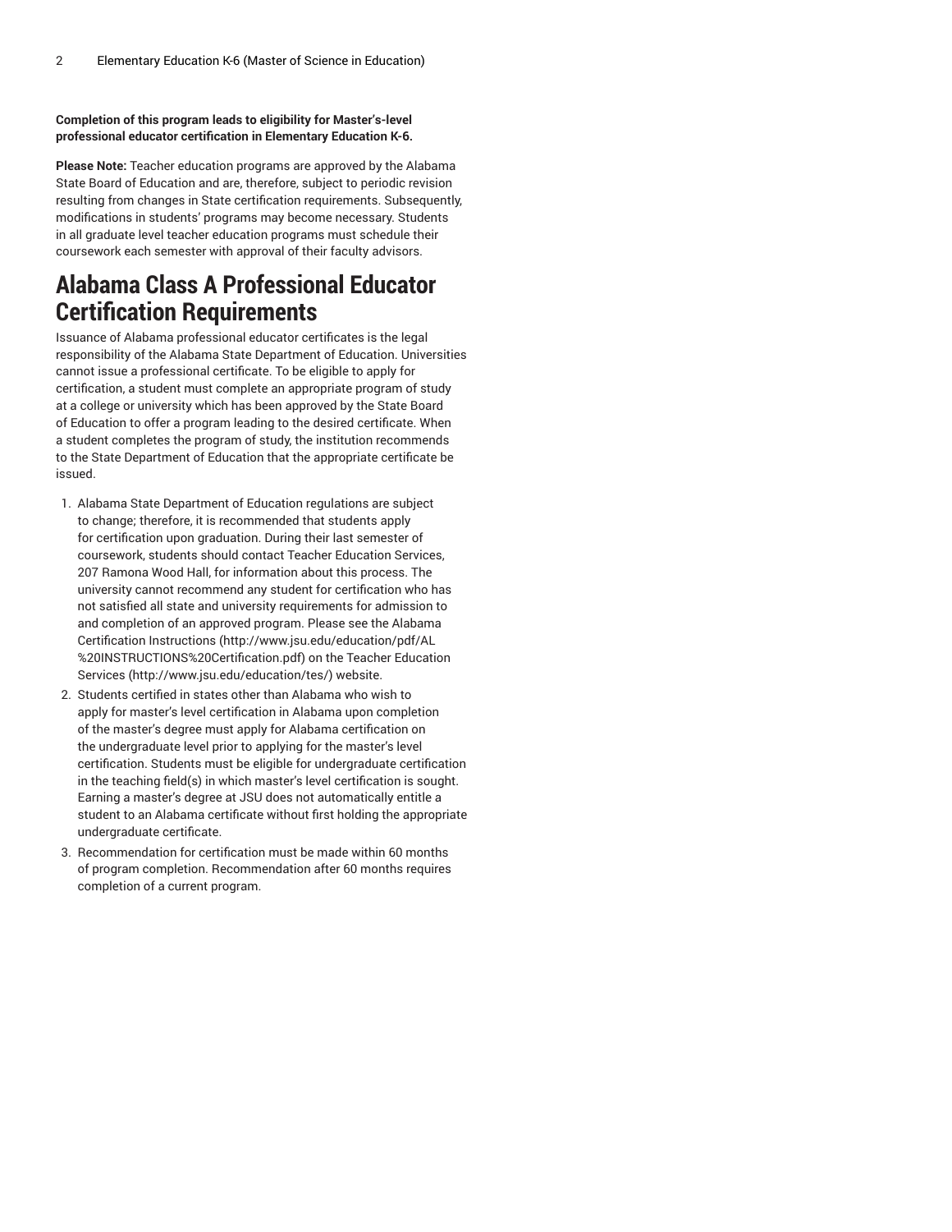**Completion of this program leads to eligibility for Master's-level professional educator certification in Elementary Education K-6.**

**Please Note:** Teacher education programs are approved by the Alabama State Board of Education and are, therefore, subject to periodic revision resulting from changes in State certification requirements. Subsequently, modifications in students' programs may become necessary. Students in all graduate level teacher education programs must schedule their coursework each semester with approval of their faculty advisors.

# Alabama Class A Professional Educator Certification Requirements

Issuance of Alabama professional educator certificates is the legal responsibility of the Alabama State Department of Education. Universities cannot issue a professional certificate. To be eligible to apply for certification, a student must complete an appropriate program of study at a college or university which has been approved by the State Board of Education to offer a program leading to the desired certificate. When a student completes the program of study, the institution recommends to the State Department of Education that the appropriate certificate be issued.

1. Alabama State Department of Education regulations are subject to change; therefore, it is recommended that students apply for certification upon graduation. During their last semester of coursework, students should contact Teacher Education Services, 207 Ramona Wood Hall, for information about this process. The university cannot recommend any student for certification who has not satisfied all state and university requirements for admission to and completion of an approved program. Please see the Alabama Certification Instructions (http://www.jsu.edu/education/pdf/AL%20INSTRUCTIONS%20Certification.pdf) on the Teacher Education Services (http://www.jsu.edu/education/tes/) website.
2. Students certified in states other than Alabama who wish to apply for master's level certification in Alabama upon completion of the master's degree must apply for Alabama certification on the undergraduate level prior to applying for the master's level certification. Students must be eligible for undergraduate certification in the teaching field(s) in which master's level certification is sought. Earning a master's degree at JSU does not automatically entitle a student to an Alabama certificate without first holding the appropriate undergraduate certificate.
3. Recommendation for certification must be made within 60 months of program completion. Recommendation after 60 months requires completion of a current program.